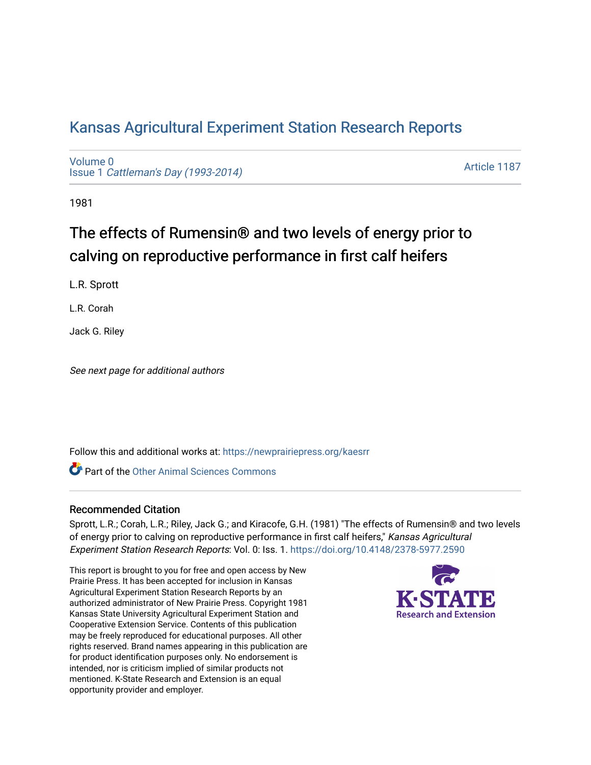# Kansas Agricultural Experiment Station Research Reports

Volume 0
Issue 1 *Cattleman's Day (1993-2014)*

Article 1187

1981

## The effects of Rumensin® and two levels of energy prior to calving on reproductive performance in first calf heifers

L.R. Sprott

L.R. Corah

Jack G. Riley

*See next page for additional authors*

Follow this and additional works at: https://newprairiepress.org/kaesrr

Part of the Other Animal Sciences Commons

### Recommended Citation

Sprott, L.R.; Corah, L.R.; Riley, Jack G.; and Kiracofe, G.H. (1981) "The effects of Rumensin® and two levels of energy prior to calving on reproductive performance in first calf heifers," *Kansas Agricultural Experiment Station Research Reports*: Vol. 0: Iss. 1. https://doi.org/10.4148/2378-5977.2590

This report is brought to you for free and open access by New Prairie Press. It has been accepted for inclusion in Kansas Agricultural Experiment Station Research Reports by an authorized administrator of New Prairie Press. Copyright 1981 Kansas State University Agricultural Experiment Station and Cooperative Extension Service. Contents of this publication may be freely reproduced for educational purposes. All other rights reserved. Brand names appearing in this publication are for product identification purposes only. No endorsement is intended, nor is criticism implied of similar products not mentioned. K-State Research and Extension is an equal opportunity provider and employer.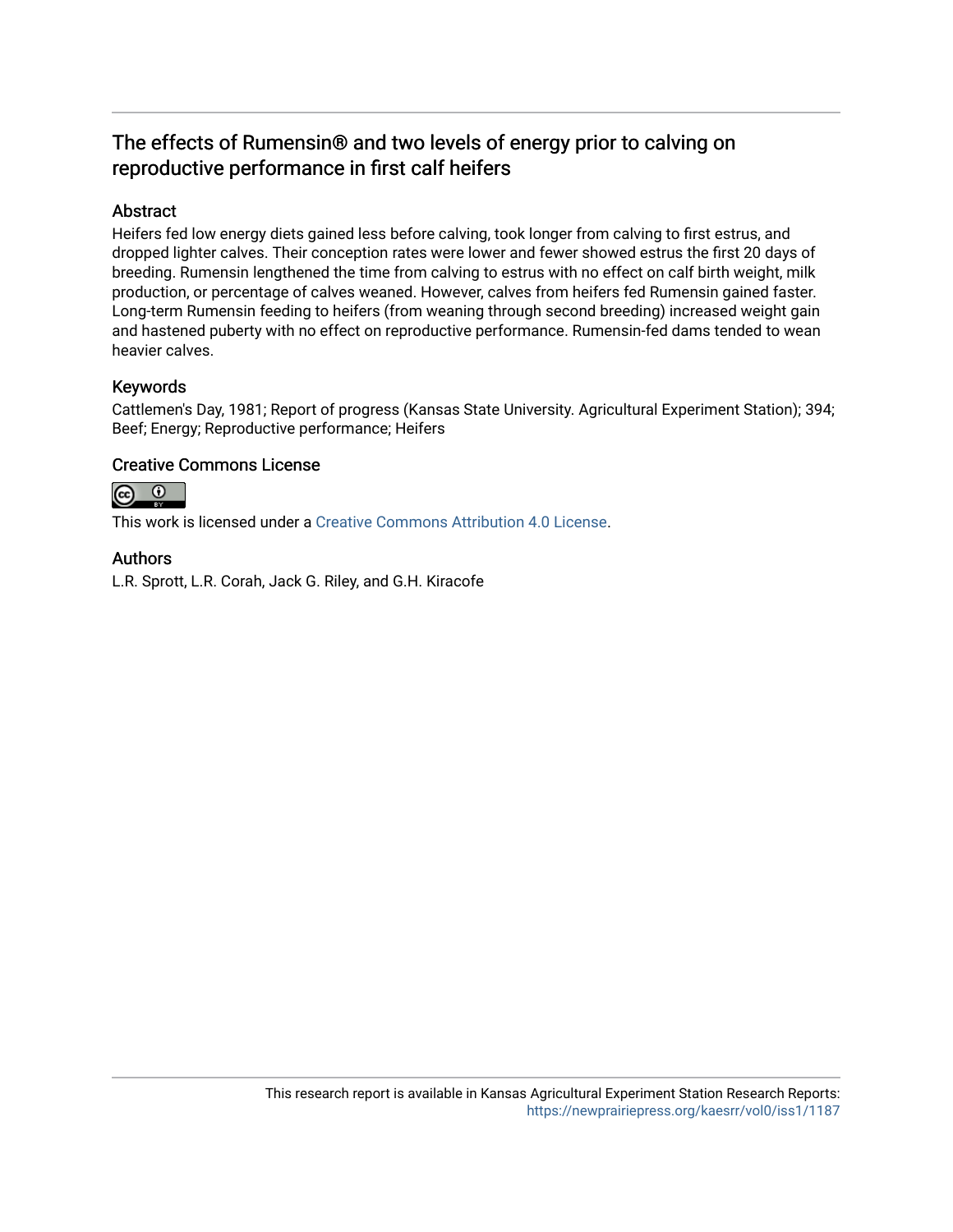# The effects of Rumensin® and two levels of energy prior to calving on reproductive performance in first calf heifers

## Abstract

Heifers fed low energy diets gained less before calving, took longer from calving to first estrus, and dropped lighter calves. Their conception rates were lower and fewer showed estrus the first 20 days of breeding. Rumensin lengthened the time from calving to estrus with no effect on calf birth weight, milk production, or percentage of calves weaned. However, calves from heifers fed Rumensin gained faster. Long-term Rumensin feeding to heifers (from weaning through second breeding) increased weight gain and hastened puberty with no effect on reproductive performance. Rumensin-fed dams tended to wean heavier calves.

## Keywords

Cattlemen's Day, 1981; Report of progress (Kansas State University. Agricultural Experiment Station); 394; Beef; Energy; Reproductive performance; Heifers

## Creative Commons License

This work is licensed under a Creative Commons Attribution 4.0 License.

## Authors

L.R. Sprott, L.R. Corah, Jack G. Riley, and G.H. Kiracofe

This research report is available in Kansas Agricultural Experiment Station Research Reports: https://newprairiepress.org/kaesrr/vol0/iss1/1187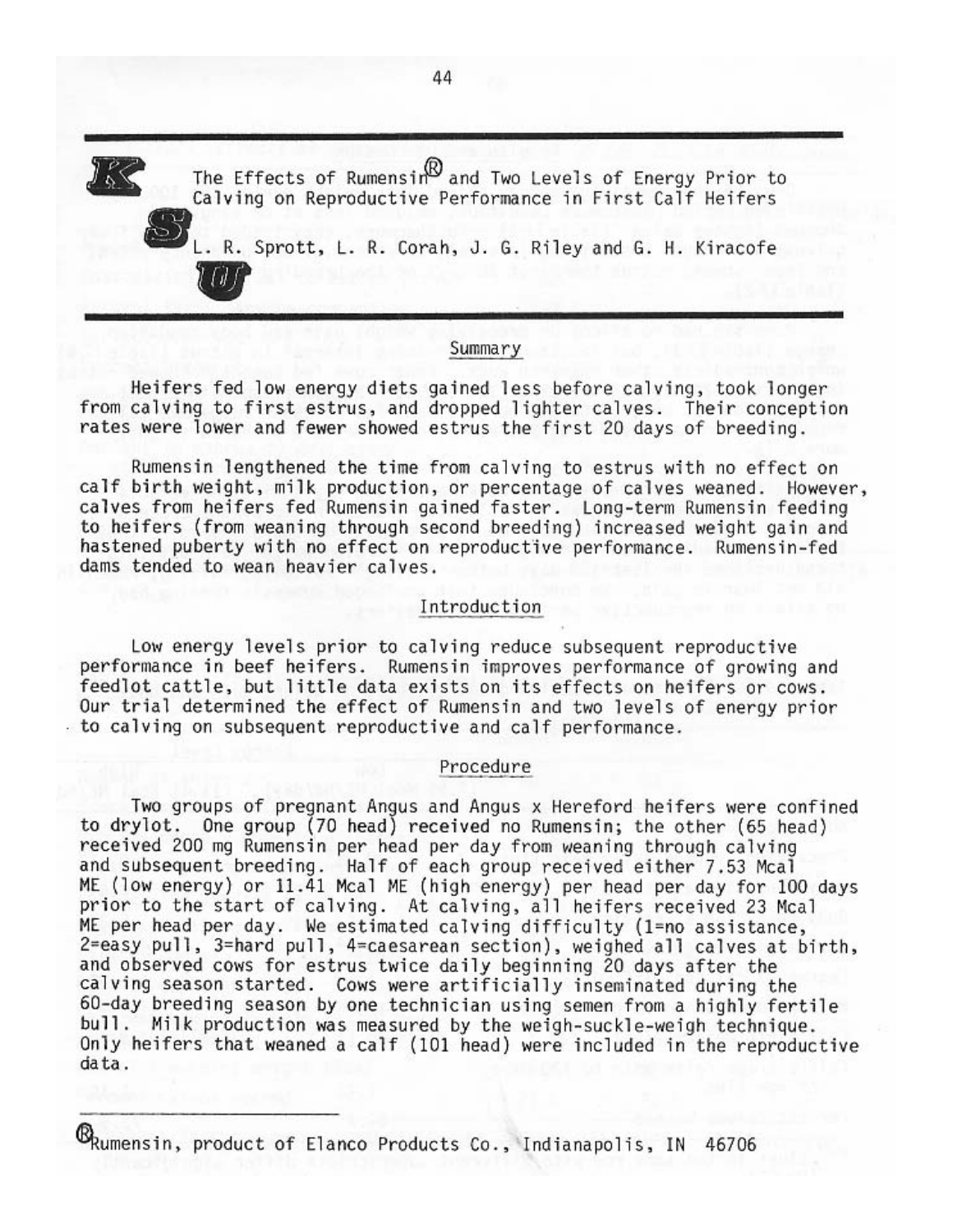# The Effects of Rumensin® and Two Levels of Energy Prior to Calving on Reproductive Performance in First Calf Heifers

L. R. Sprott, L. R. Corah, J. G. Riley and G. H. Kiracofe

## Summary

Heifers fed low energy diets gained less before calving, took longer from calving to first estrus, and dropped lighter calves. Their conception rates were lower and fewer showed estrus the first 20 days of breeding.

Rumensin lengthened the time from calving to estrus with no effect on calf birth weight, milk production, or percentage of calves weaned. However, calves from heifers fed Rumensin gained faster. Long-term Rumensin feeding to heifers (from weaning through second breeding) increased weight gain and hastened puberty with no effect on reproductive performance. Rumensin-fed dams tended to wean heavier calves.

## Introduction

Low energy levels prior to calving reduce subsequent reproductive performance in beef heifers. Rumensin improves performance of growing and feedlot cattle, but little data exists on its effects on heifers or cows. Our trial determined the effect of Rumensin and two levels of energy prior to calving on subsequent reproductive and calf performance.

## Procedure

Two groups of pregnant Angus and Angus x Hereford heifers were confined to drylot. One group (70 head) received no Rumensin; the other (65 head) received 200 mg Rumensin per head per day from weaning through calving and subsequent breeding. Half of each group received either 7.53 Mcal ME (low energy) or 11.41 Mcal ME (high energy) per head per day for 100 days prior to the start of calving. At calving, all heifers received 23 Mcal ME per head per day. We estimated calving difficulty (1=no assistance, 2=easy pull, 3=hard pull, 4=caesarean section), weighed all calves at birth, and observed cows for estrus twice daily beginning 20 days after the calving season started. Cows were artificially inseminated during the 60-day breeding season by one technician using semen from a highly fertile bull. Milk production was measured by the weigh-suckle-weigh technique. Only heifers that weaned a calf (101 head) were included in the reproductive data.

---

®Rumensin, product of Elanco Products Co., Indianapolis, IN 46706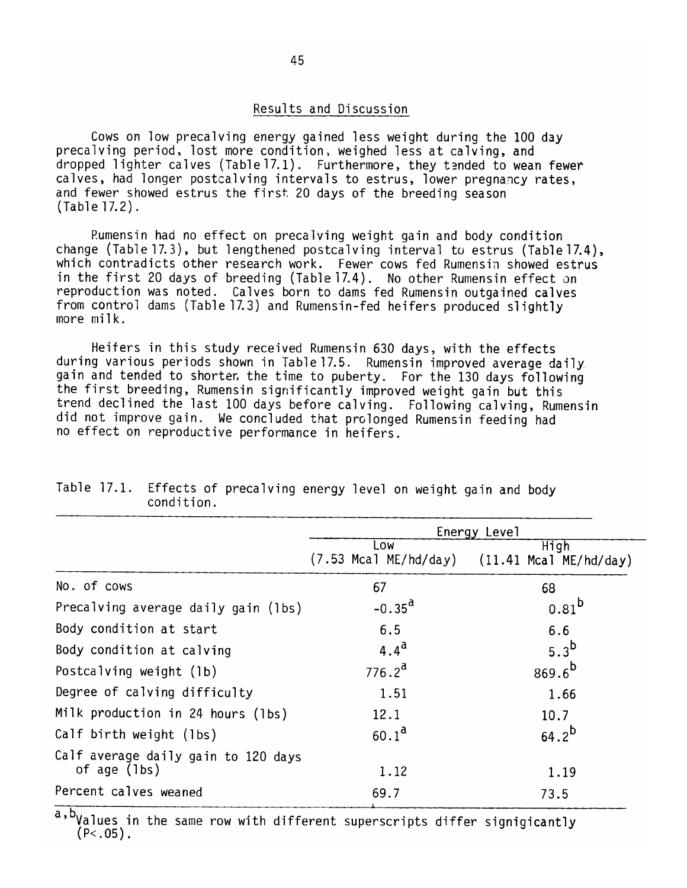## Results and Discussion

Cows on low precalving energy gained less weight during the 100 day precalving period, lost more condition, weighed less at calving, and dropped lighter calves (Table 17.1). Furthermore, they tended to wean fewer calves, had longer postcalving intervals to estrus, lower pregnancy rates, and fewer showed estrus the first 20 days of the breeding season (Table 17.2).

Rumensin had no effect on precalving weight gain and body condition change (Table 17.3), but lengthened postcalving interval to estrus (Table 17.4), which contradicts other research work. Fewer cows fed Rumensin showed estrus in the first 20 days of breeding (Table 17.4). No other Rumensin effect on reproduction was noted. Calves born to dams fed Rumensin outgained calves from control dams (Table 17.3) and Rumensin-fed heifers produced slightly more milk.

Heifers in this study received Rumensin 630 days, with the effects during various periods shown in Table 17.5. Rumensin improved average daily gain and tended to shorten the time to puberty. For the 130 days following the first breeding, Rumensin significantly improved weight gain but this trend declined the last 100 days before calving. Following calving, Rumensin did not improve gain. We concluded that prolonged Rumensin feeding had no effect on reproductive performance in heifers.

Table 17.1. Effects of precalving energy level on weight gain and body condition.

| | Energy Level | |
|---|---|---|
| | Low (7.53 Mcal ME/hd/day) | High (11.41 Mcal ME/hd/day) |
| No. of cows | 67 | 68 |
| Precalving average daily gain (lbs) | -0.35[a] | 0.81[b] |
| Body condition at start | 6.5 | 6.6 |
| Body condition at calving | 4.4[a] | 5.3[b] |
| Postcalving weight (lb) | 776.2[a] | 869.6[b] |
| Degree of calving difficulty | 1.51 | 1.66 |
| Milk production in 24 hours (lbs) | 12.1 | 10.7 |
| Calf birth weight (lbs) | 60.1[a] | 64.2[b] |
| Calf average daily gain to 120 days of age (lbs) | 1.12 | 1.19 |
| Percent calves weaned | 69.7 | 73.5 |

[a,b]Values in the same row with different superscripts differ signigicantly ($P<.05$).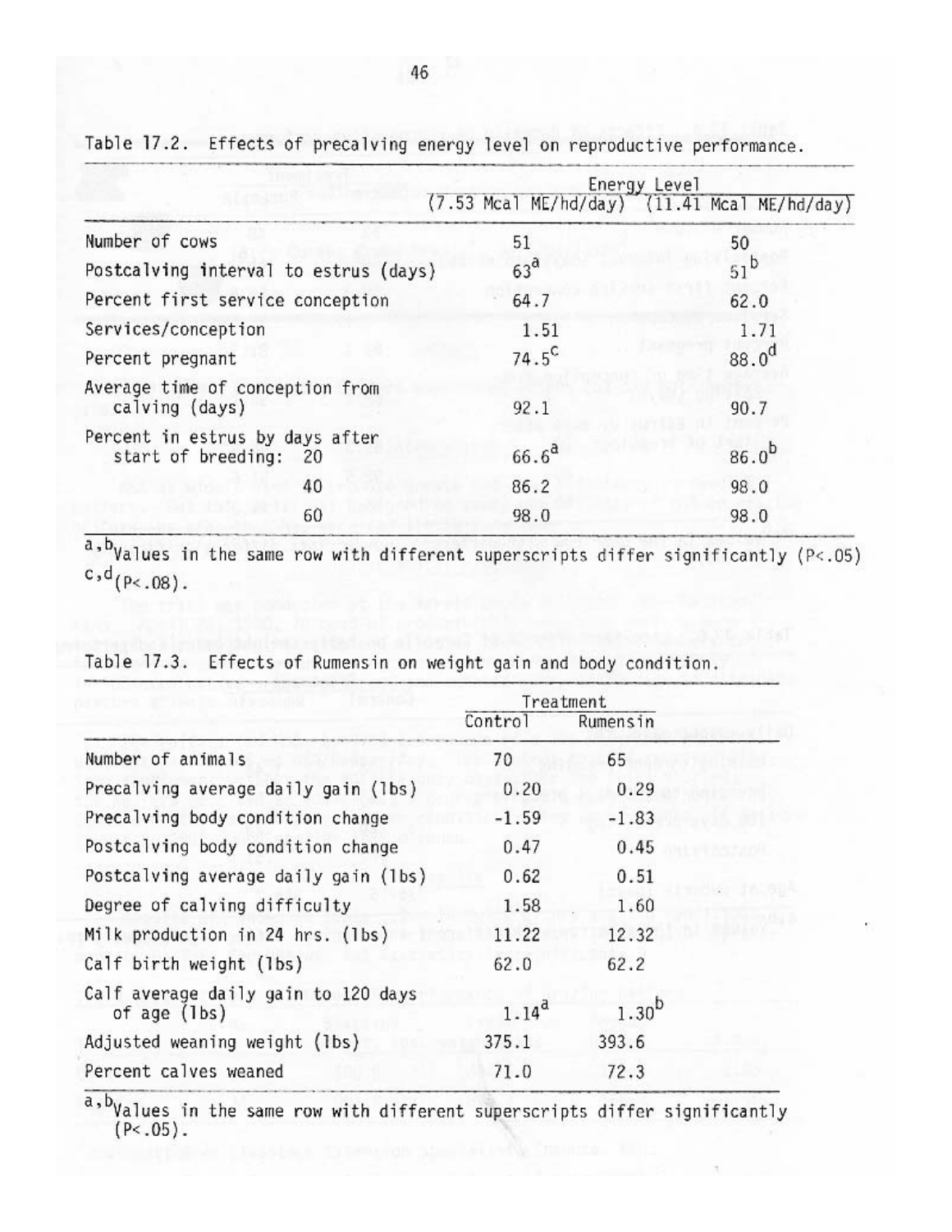Table 17.2. Effects of precalving energy level on reproductive performance.

| | Energy Level | |
|---|---|---|
| | (7.53 Mcal ME/hd/day) | (11.41 Mcal ME/hd/day) |
| Number of cows | 51 | 50 |
| Postcalving interval to estrus (days) | 63[a] | 51[b] |
| Percent first service conception | 64.7 | 62.0 |
| Services/conception | 1.51 | 1.71 |
| Percent pregnant | 74.5[c] | 88.0[d] |
| Average time of conception from calving (days) | 92.1 | 90.7 |
| Percent in estrus by days after start of breeding: 20 | 66.6[a] | 86.0[b] |
| 40 | 86.2 | 98.0 |
| 60 | 98.0 | 98.0 |

[a,b]Values in the same row with different superscripts differ significantly ($P<.05$)
[c,d]($P<.08$).

Table 17.3. Effects of Rumensin on weight gain and body condition.

| | Treatment | |
|---|---|---|
| | Control | Rumensin |
| Number of animals | 70 | 65 |
| Precalving average daily gain (lbs) | 0.20 | 0.29 |
| Precalving body condition change | -1.59 | -1.83 |
| Postcalving body condition change | 0.47 | 0.45 |
| Postcalving average daily gain (lbs) | 0.62 | 0.51 |
| Degree of calving difficulty | 1.58 | 1.60 |
| Milk production in 24 hrs. (lbs) | 11.22 | 12.32 |
| Calf birth weight (lbs) | 62.0 | 62.2 |
| Calf average daily gain to 120 days of age (lbs) | 1.14[a] | 1.30[b] |
| Adjusted weaning weight (lbs) | 375.1 | 393.6 |
| Percent calves weaned | 71.0 | 72.3 |

[a,b]Values in the same row with different superscripts differ significantly ($P<.05$).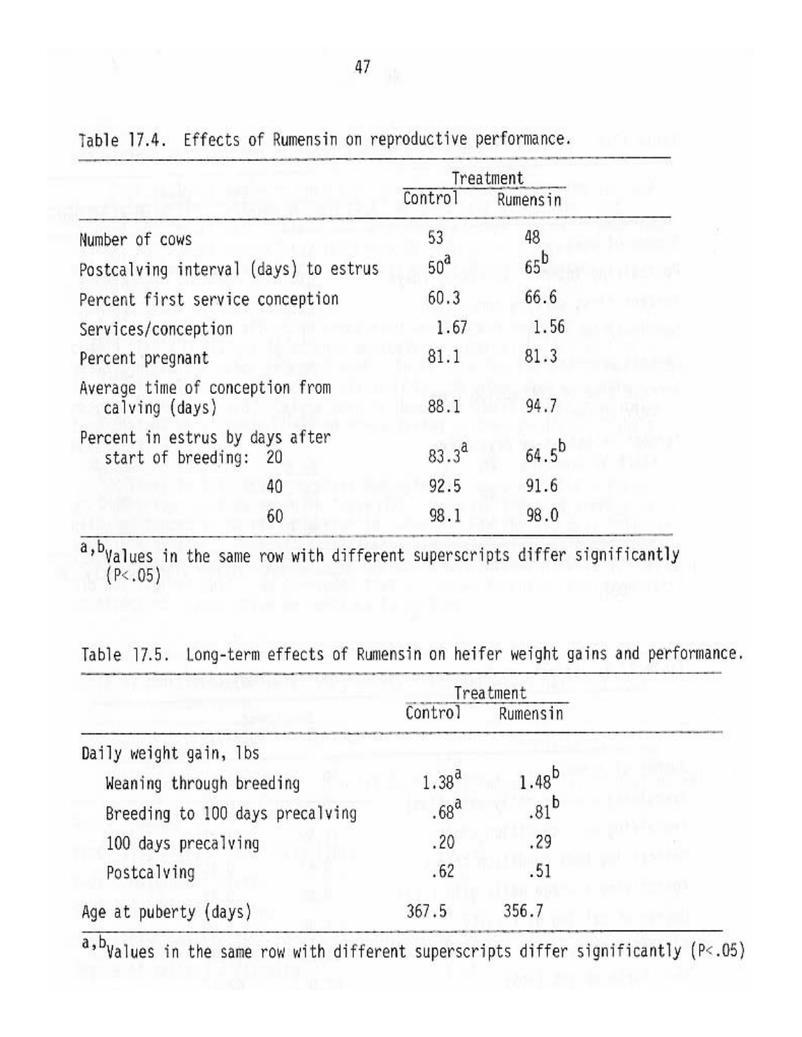Table 17.4. Effects of Rumensin on reproductive performance.

| | Treatment | |
|---|---|---|
| | Control | Rumensin |
| Number of cows | 53 | 48 |
| Postcalving interval (days) to estrus | 50[a] | 65[b] |
| Percent first service conception | 60.3 | 66.6 |
| Services/conception | 1.67 | 1.56 |
| Percent pregnant | 81.1 | 81.3 |
| Average time of conception from calving (days) | 88.1 | 94.7 |
| Percent in estrus by days after start of breeding: 20 | 83.3[a] | 64.5[b] |
| 40 | 92.5 | 91.6 |
| 60 | 98.1 | 98.0 |

[a,b]Values in the same row with different superscripts differ significantly ($P<.05$)

Table 17.5. Long-term effects of Rumensin on heifer weight gains and performance.

| | Treatment | |
|---|---|---|
| | Control | Rumensin |
| Daily weight gain, lbs | | |
| Weaning through breeding | 1.38[a] | 1.48[b] |
| Breeding to 100 days precalving | .68[a] | .81[b] |
| 100 days precalving | .20 | .29 |
| Postcalving | .62 | .51 |
| Age at puberty (days) | 367.5 | 356.7 |

[a,b]Values in the same row with different superscripts differ significantly ($P<.05$)